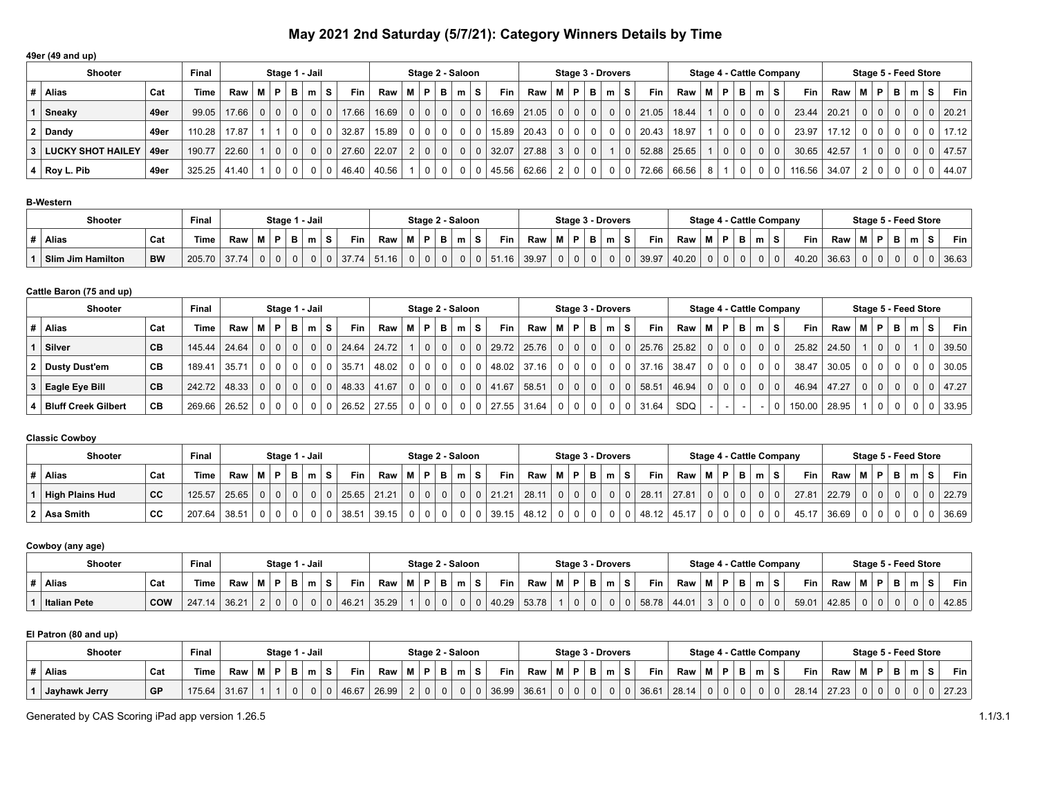# May 2021 2nd Saturday (5/7/21): Category Winners Details by Time

**49er (49 and up)**

| Shooter | | | Final | Stage 1 - Jail | | | | | | | Stage 2 - Saloon | | | | | | | Stage 3 - Drovers | | | | | | | Stage 4 - Cattle Company | | | | | | | Stage 5 - Feed Store | | | | | | |
|---|---|---|---|---|---|---|---|---|---|---|---|---|---|---|---|---|---|---|---|---|---|---|---|---|---|---|---|---|---|---|---|---|---|---|---|---|---|---|
| # | Alias | Cat | Time | Raw | M | P | B | m | S | Fin | Raw | M | P | B | m | S | Fin | Raw | M | P | B | m | S | Fin | Raw | M | P | B | m | S | Fin | Raw | M | P | B | m | S | Fin |
| 1 | Sneaky | 49er | 99.05 | 17.66 | 0 | 0 | 0 | 0 | 0 | 17.66 | 16.69 | 0 | 0 | 0 | 0 | 0 | 16.69 | 21.05 | 0 | 0 | 0 | 0 | 0 | 21.05 | 18.44 | 1 | 0 | 0 | 0 | 0 | 23.44 | 20.21 | 0 | 0 | 0 | 0 | 0 | 20.21 |
| 2 | Dandy | 49er | 110.28 | 17.87 | 1 | 1 | 0 | 0 | 0 | 32.87 | 15.89 | 0 | 0 | 0 | 0 | 0 | 15.89 | 20.43 | 0 | 0 | 0 | 0 | 0 | 20.43 | 18.97 | 1 | 0 | 0 | 0 | 0 | 23.97 | 17.12 | 0 | 0 | 0 | 0 | 0 | 17.12 |
| 3 | LUCKY SHOT HAILEY | 49er | 190.77 | 22.60 | 1 | 0 | 0 | 0 | 0 | 27.60 | 22.07 | 2 | 0 | 0 | 0 | 0 | 32.07 | 27.88 | 3 | 0 | 0 | 1 | 0 | 52.88 | 25.65 | 1 | 0 | 0 | 0 | 0 | 30.65 | 42.57 | 1 | 0 | 0 | 0 | 0 | 47.57 |
| 4 | Roy L. Pib | 49er | 325.25 | 41.40 | 1 | 0 | 0 | 0 | 0 | 46.40 | 40.56 | 1 | 0 | 0 | 0 | 0 | 45.56 | 62.66 | 2 | 0 | 0 | 0 | 0 | 72.66 | 66.56 | 8 | 1 | 0 | 0 | 0 | 116.56 | 34.07 | 2 | 0 | 0 | 0 | 0 | 44.07 |

**B-Western**

| Shooter | | | Final | Stage 1 - Jail | | | | | | | Stage 2 - Saloon | | | | | | | Stage 3 - Drovers | | | | | | | Stage 4 - Cattle Company | | | | | | | Stage 5 - Feed Store | | | | | | |
|---|---|---|---|---|---|---|---|---|---|---|---|---|---|---|---|---|---|---|---|---|---|---|---|---|---|---|---|---|---|---|---|---|---|---|---|---|---|---|
| # | Alias | Cat | Time | Raw | M | P | B | m | S | Fin | Raw | M | P | B | m | S | Fin | Raw | M | P | B | m | S | Fin | Raw | M | P | B | m | S | Fin | Raw | M | P | B | m | S | Fin |
| 1 | Slim Jim Hamilton | BW | 205.70 | 37.74 | 0 | 0 | 0 | 0 | 0 | 37.74 | 51.16 | 0 | 0 | 0 | 0 | 0 | 51.16 | 39.97 | 0 | 0 | 0 | 0 | 0 | 39.97 | 40.20 | 0 | 0 | 0 | 0 | 0 | 40.20 | 36.63 | 0 | 0 | 0 | 0 | 0 | 36.63 |

**Cattle Baron (75 and up)**

| Shooter | | | Final | Stage 1 - Jail | | | | | | | Stage 2 - Saloon | | | | | | | Stage 3 - Drovers | | | | | | | Stage 4 - Cattle Company | | | | | | | Stage 5 - Feed Store | | | | | | |
|---|---|---|---|---|---|---|---|---|---|---|---|---|---|---|---|---|---|---|---|---|---|---|---|---|---|---|---|---|---|---|---|---|---|---|---|---|---|---|
| # | Alias | Cat | Time | Raw | M | P | B | m | S | Fin | Raw | M | P | B | m | S | Fin | Raw | M | P | B | m | S | Fin | Raw | M | P | B | m | S | Fin | Raw | M | P | B | m | S | Fin |
| 1 | Silver | CB | 145.44 | 24.64 | 0 | 0 | 0 | 0 | 0 | 24.64 | 24.72 | 1 | 0 | 0 | 0 | 0 | 29.72 | 25.76 | 0 | 0 | 0 | 0 | 0 | 25.76 | 25.82 | 0 | 0 | 0 | 0 | 0 | 25.82 | 24.50 | 1 | 0 | 0 | 1 | 0 | 39.50 |
| 2 | Dusty Dust'em | CB | 189.41 | 35.71 | 0 | 0 | 0 | 0 | 0 | 35.71 | 48.02 | 0 | 0 | 0 | 0 | 0 | 48.02 | 37.16 | 0 | 0 | 0 | 0 | 0 | 37.16 | 38.47 | 0 | 0 | 0 | 0 | 0 | 38.47 | 30.05 | 0 | 0 | 0 | 0 | 0 | 30.05 |
| 3 | Eagle Eye Bill | CB | 242.72 | 48.33 | 0 | 0 | 0 | 0 | 0 | 48.33 | 41.67 | 0 | 0 | 0 | 0 | 0 | 41.67 | 58.51 | 0 | 0 | 0 | 0 | 0 | 58.51 | 46.94 | 0 | 0 | 0 | 0 | 0 | 46.94 | 47.27 | 0 | 0 | 0 | 0 | 0 | 47.27 |
| 4 | Bluff Creek Gilbert | CB | 269.66 | 26.52 | 0 | 0 | 0 | 0 | 0 | 26.52 | 27.55 | 0 | 0 | 0 | 0 | 0 | 27.55 | 31.64 | 0 | 0 | 0 | 0 | 0 | 31.64 | SDQ | - | - | - | - | 0 | 150.00 | 28.95 | 1 | 0 | 0 | 0 | 0 | 33.95 |

**Classic Cowboy**

| Shooter | | | Final | Stage 1 - Jail | | | | | | | Stage 2 - Saloon | | | | | | | Stage 3 - Drovers | | | | | | | Stage 4 - Cattle Company | | | | | | | Stage 5 - Feed Store | | | | | | |
|---|---|---|---|---|---|---|---|---|---|---|---|---|---|---|---|---|---|---|---|---|---|---|---|---|---|---|---|---|---|---|---|---|---|---|---|---|---|---|
| # | Alias | Cat | Time | Raw | M | P | B | m | S | Fin | Raw | M | P | B | m | S | Fin | Raw | M | P | B | m | S | Fin | Raw | M | P | B | m | S | Fin | Raw | M | P | B | m | S | Fin |
| 1 | High Plains Hud | CC | 125.57 | 25.65 | 0 | 0 | 0 | 0 | 0 | 25.65 | 21.21 | 0 | 0 | 0 | 0 | 0 | 21.21 | 28.11 | 0 | 0 | 0 | 0 | 0 | 28.11 | 27.81 | 0 | 0 | 0 | 0 | 0 | 27.81 | 22.79 | 0 | 0 | 0 | 0 | 0 | 22.79 |
| 2 | Asa Smith | CC | 207.64 | 38.51 | 0 | 0 | 0 | 0 | 0 | 38.51 | 39.15 | 0 | 0 | 0 | 0 | 0 | 39.15 | 48.12 | 0 | 0 | 0 | 0 | 0 | 48.12 | 45.17 | 0 | 0 | 0 | 0 | 0 | 45.17 | 36.69 | 0 | 0 | 0 | 0 | 0 | 36.69 |

**Cowboy (any age)**

| Shooter | | | Final | Stage 1 - Jail | | | | | | | Stage 2 - Saloon | | | | | | | Stage 3 - Drovers | | | | | | | Stage 4 - Cattle Company | | | | | | | Stage 5 - Feed Store | | | | | | |
|---|---|---|---|---|---|---|---|---|---|---|---|---|---|---|---|---|---|---|---|---|---|---|---|---|---|---|---|---|---|---|---|---|---|---|---|---|---|---|
| # | Alias | Cat | Time | Raw | M | P | B | m | S | Fin | Raw | M | P | B | m | S | Fin | Raw | M | P | B | m | S | Fin | Raw | M | P | B | m | S | Fin | Raw | M | P | B | m | S | Fin |
| 1 | Italian Pete | COW | 247.14 | 36.21 | 2 | 0 | 0 | 0 | 0 | 46.21 | 35.29 | 1 | 0 | 0 | 0 | 0 | 40.29 | 53.78 | 1 | 0 | 0 | 0 | 0 | 58.78 | 44.01 | 3 | 0 | 0 | 0 | 0 | 59.01 | 42.85 | 0 | 0 | 0 | 0 | 0 | 42.85 |

**El Patron (80 and up)**

| Shooter | | | Final | Stage 1 - Jail | | | | | | | Stage 2 - Saloon | | | | | | | Stage 3 - Drovers | | | | | | | Stage 4 - Cattle Company | | | | | | | Stage 5 - Feed Store | | | | | | |
|---|---|---|---|---|---|---|---|---|---|---|---|---|---|---|---|---|---|---|---|---|---|---|---|---|---|---|---|---|---|---|---|---|---|---|---|---|---|---|
| # | Alias | Cat | Time | Raw | M | P | B | m | S | Fin | Raw | M | P | B | m | S | Fin | Raw | M | P | B | m | S | Fin | Raw | M | P | B | m | S | Fin | Raw | M | P | B | m | S | Fin |
| 1 | Jayhawk Jerry | GP | 175.64 | 31.67 | 1 | 1 | 0 | 0 | 0 | 46.67 | 26.99 | 2 | 0 | 0 | 0 | 0 | 36.99 | 36.61 | 0 | 0 | 0 | 0 | 0 | 36.61 | 28.14 | 0 | 0 | 0 | 0 | 0 | 28.14 | 27.23 | 0 | 0 | 0 | 0 | 0 | 27.23 |

Generated by CAS Scoring iPad app version 1.26.5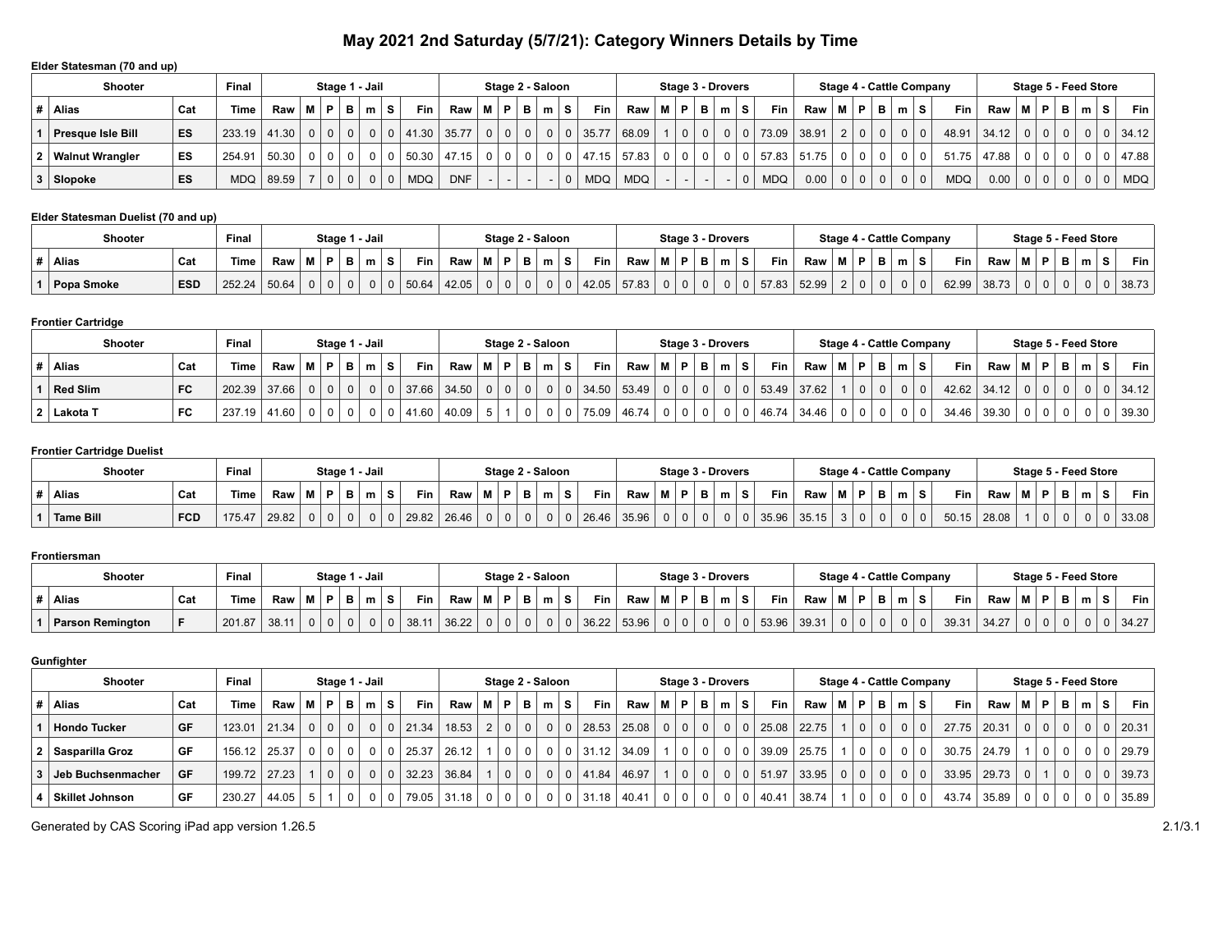# May 2021 2nd Saturday (5/7/21): Category Winners Details by Time

### Elder Statesman (70 and up)

| Shooter | | | Final | Stage 1 - Jail | | | | | | | | Stage 2 - Saloon | | | | | | | | Stage 3 - Drovers | | | | | | | | Stage 4 - Cattle Company | | | | | | | | Stage 5 - Feed Store | | | | | | | |
|---|---|---|---|---|---|---|---|---|---|---|---|---|---|---|---|---|---|---|---|---|---|---|---|---|---|---|---|---|---|---|---|---|---|---|---|---|---|---|---|---|---|---|---|
| # | Alias | Cat | Time | Raw | M | P | B | m | S | Fin | | Raw | M | P | B | m | S | Fin | | Raw | M | P | B | m | S | Fin | | Raw | M | P | B | m | S | Fin | | Raw | M | P | B | m | S | Fin | |
| 1 | Presque Isle Bill | ES | 233.19 | 41.30 | 0 | 0 | 0 | 0 | 0 | 41.30 | | 35.77 | 0 | 0 | 0 | 0 | 0 | 35.77 | | 68.09 | 1 | 0 | 0 | 0 | 0 | 73.09 | | 38.91 | 2 | 0 | 0 | 0 | 0 | 48.91 | | 34.12 | 0 | 0 | 0 | 0 | 0 | 34.12 | |
| 2 | Walnut Wrangler | ES | 254.91 | 50.30 | 0 | 0 | 0 | 0 | 0 | 50.30 | | 47.15 | 0 | 0 | 0 | 0 | 0 | 47.15 | | 57.83 | 0 | 0 | 0 | 0 | 0 | 57.83 | | 51.75 | 0 | 0 | 0 | 0 | 0 | 51.75 | | 47.88 | 0 | 0 | 0 | 0 | 0 | 47.88 | |
| 3 | Slopoke | ES | MDQ | 89.59 | 7 | 0 | 0 | 0 | 0 | MDQ | | DNF | - | - | - | - | 0 | MDQ | | MDQ | - | - | - | - | 0 | MDQ | | 0.00 | 0 | 0 | 0 | 0 | 0 | MDQ | | 0.00 | 0 | 0 | 0 | 0 | 0 | MDQ | |

### Elder Statesman Duelist (70 and up)

| Shooter | | | Final | Stage 1 - Jail | | | | | | | Stage 2 - Saloon | | | | | | | Stage 3 - Drovers | | | | | | | Stage 4 - Cattle Company | | | | | | | Stage 5 - Feed Store | | | | | | |
|---|---|---|---|---|---|---|---|---|---|---|---|---|---|---|---|---|---|---|---|---|---|---|---|---|---|---|---|---|---|---|---|---|---|---|---|---|---|---|
| # | Alias | Cat | Time | Raw | M | P | B | m | S | Fin | Raw | M | P | B | m | S | Fin | Raw | M | P | B | m | S | Fin | Raw | M | P | B | m | S | Fin | Raw | M | P | B | m | S | Fin |
| 1 | Popa Smoke | ESD | 252.24 | 50.64 | 0 | 0 | 0 | 0 | 0 | 50.64 | 42.05 | 0 | 0 | 0 | 0 | 0 | 42.05 | 57.83 | 0 | 0 | 0 | 0 | 0 | 57.83 | 52.99 | 2 | 0 | 0 | 0 | 0 | 62.99 | 38.73 | 0 | 0 | 0 | 0 | 0 | 38.73 |

### Frontier Cartridge

| Shooter | | | Final | Stage 1 - Jail | | | | | | | Stage 2 - Saloon | | | | | | | Stage 3 - Drovers | | | | | | | Stage 4 - Cattle Company | | | | | | | Stage 5 - Feed Store | | | | | | |
|---|---|---|---|---|---|---|---|---|---|---|---|---|---|---|---|---|---|---|---|---|---|---|---|---|---|---|---|---|---|---|---|---|---|---|---|---|---|---|
| # | Alias | Cat | Time | Raw | M | P | B | m | S | Fin | Raw | M | P | B | m | S | Fin | Raw | M | P | B | m | S | Fin | Raw | M | P | B | m | S | Fin | Raw | M | P | B | m | S | Fin |
| 1 | Red Slim | FC | 202.39 | 37.66 | 0 | 0 | 0 | 0 | 0 | 37.66 | 34.50 | 0 | 0 | 0 | 0 | 0 | 34.50 | 53.49 | 0 | 0 | 0 | 0 | 0 | 53.49 | 37.62 | 1 | 0 | 0 | 0 | 0 | 42.62 | 34.12 | 0 | 0 | 0 | 0 | 0 | 34.12 |
| 2 | Lakota T | FC | 237.19 | 41.60 | 0 | 0 | 0 | 0 | 0 | 41.60 | 40.09 | 5 | 1 | 0 | 0 | 0 | 75.09 | 46.74 | 0 | 0 | 0 | 0 | 0 | 46.74 | 34.46 | 0 | 0 | 0 | 0 | 0 | 34.46 | 39.30 | 0 | 0 | 0 | 0 | 0 | 39.30 |

### Frontier Cartridge Duelist

| Shooter | | | Final | Stage 1 - Jail | | | | | | | Stage 2 - Saloon | | | | | | | Stage 3 - Drovers | | | | | | | Stage 4 - Cattle Company | | | | | | | Stage 5 - Feed Store | | | | | | |
|---|---|---|---|---|---|---|---|---|---|---|---|---|---|---|---|---|---|---|---|---|---|---|---|---|---|---|---|---|---|---|---|---|---|---|---|---|---|---|
| # | Alias | Cat | Time | Raw | M | P | B | m | S | Fin | Raw | M | P | B | m | S | Fin | Raw | M | P | B | m | S | Fin | Raw | M | P | B | m | S | Fin | Raw | M | P | B | m | S | Fin |
| 1 | Tame Bill | FCD | 175.47 | 29.82 | 0 | 0 | 0 | 0 | 0 | 29.82 | 26.46 | 0 | 0 | 0 | 0 | 0 | 26.46 | 35.96 | 0 | 0 | 0 | 0 | 0 | 35.96 | 35.15 | 3 | 0 | 0 | 0 | 0 | 50.15 | 28.08 | 1 | 0 | 0 | 0 | 0 | 33.08 |

### Frontiersman

| Shooter | | | Final | Stage 1 - Jail | | | | | | | Stage 2 - Saloon | | | | | | | Stage 3 - Drovers | | | | | | | Stage 4 - Cattle Company | | | | | | | Stage 5 - Feed Store | | | | | | |
|---|---|---|---|---|---|---|---|---|---|---|---|---|---|---|---|---|---|---|---|---|---|---|---|---|---|---|---|---|---|---|---|---|---|---|---|---|---|---|
| # | Alias | Cat | Time | Raw | M | P | B | m | S | Fin | Raw | M | P | B | m | S | Fin | Raw | M | P | B | m | S | Fin | Raw | M | P | B | m | S | Fin | Raw | M | P | B | m | S | Fin |
| 1 | Parson Remington | F | 201.87 | 38.11 | 0 | 0 | 0 | 0 | 0 | 38.11 | 36.22 | 0 | 0 | 0 | 0 | 0 | 36.22 | 53.96 | 0 | 0 | 0 | 0 | 0 | 53.96 | 39.31 | 0 | 0 | 0 | 0 | 0 | 39.31 | 34.27 | 0 | 0 | 0 | 0 | 0 | 34.27 |

### Gunfighter

| Shooter | | | Final | Stage 1 - Jail | | | | | | | Stage 2 - Saloon | | | | | | | Stage 3 - Drovers | | | | | | | Stage 4 - Cattle Company | | | | | | | Stage 5 - Feed Store | | | | | | |
|---|---|---|---|---|---|---|---|---|---|---|---|---|---|---|---|---|---|---|---|---|---|---|---|---|---|---|---|---|---|---|---|---|---|---|---|---|---|---|
| # | Alias | Cat | Time | Raw | M | P | B | m | S | Fin | Raw | M | P | B | m | S | Fin | Raw | M | P | B | m | S | Fin | Raw | M | P | B | m | S | Fin | Raw | M | P | B | m | S | Fin |
| 1 | Hondo Tucker | GF | 123.01 | 21.34 | 0 | 0 | 0 | 0 | 0 | 21.34 | 18.53 | 2 | 0 | 0 | 0 | 0 | 28.53 | 25.08 | 0 | 0 | 0 | 0 | 0 | 25.08 | 22.75 | 1 | 0 | 0 | 0 | 0 | 27.75 | 20.31 | 0 | 0 | 0 | 0 | 0 | 20.31 |
| 2 | Sasparilla Groz | GF | 156.12 | 25.37 | 0 | 0 | 0 | 0 | 0 | 25.37 | 26.12 | 1 | 0 | 0 | 0 | 0 | 31.12 | 34.09 | 1 | 0 | 0 | 0 | 0 | 39.09 | 25.75 | 1 | 0 | 0 | 0 | 0 | 30.75 | 24.79 | 1 | 0 | 0 | 0 | 0 | 29.79 |
| 3 | Jeb Buchsenmacher | GF | 199.72 | 27.23 | 1 | 0 | 0 | 0 | 0 | 32.23 | 36.84 | 1 | 0 | 0 | 0 | 0 | 41.84 | 46.97 | 1 | 0 | 0 | 0 | 0 | 51.97 | 33.95 | 0 | 0 | 0 | 0 | 0 | 33.95 | 29.73 | 0 | 1 | 0 | 0 | 0 | 39.73 |
| 4 | Skillet Johnson | GF | 230.27 | 44.05 | 5 | 1 | 0 | 0 | 0 | 79.05 | 31.18 | 0 | 0 | 0 | 0 | 0 | 31.18 | 40.41 | 0 | 0 | 0 | 0 | 0 | 40.41 | 38.74 | 1 | 0 | 0 | 0 | 0 | 43.74 | 35.89 | 0 | 0 | 0 | 0 | 0 | 35.89 |

Generated by CAS Scoring iPad app version 1.26.5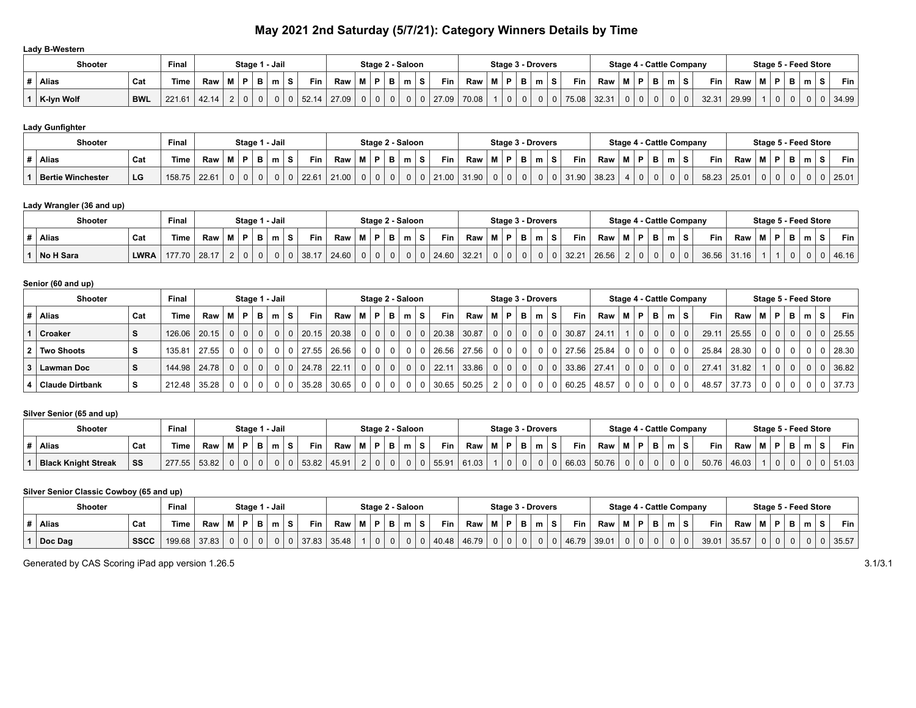# May 2021 2nd Saturday (5/7/21): Category Winners Details by Time

**Lady B-Western**

| Shooter | | | Final | Stage 1 - Jail | | | | | | | Stage 2 - Saloon | | | | | | | Stage 3 - Drovers | | | | | | | Stage 4 - Cattle Company | | | | | | | Stage 5 - Feed Store | | | | | | |
|---|---|---|---|---|---|---|---|---|---|---|---|---|---|---|---|---|---|---|---|---|---|---|---|---|---|---|---|---|---|---|---|---|---|---|---|---|---|---|
| # | Alias | Cat | Time | Raw | M | P | B | m | S | Fin | Raw | M | P | B | m | S | Fin | Raw | M | P | B | m | S | Fin | Raw | M | P | B | m | S | Fin | Raw | M | P | B | m | S | Fin |
| 1 | K-lyn Wolf | BWL | 221.61 | 42.14 | 2 | 0 | 0 | 0 | 0 | 52.14 | 27.09 | 0 | 0 | 0 | 0 | 0 | 27.09 | 70.08 | 1 | 0 | 0 | 0 | 0 | 75.08 | 32.31 | 0 | 0 | 0 | 0 | 0 | 32.31 | 29.99 | 1 | 0 | 0 | 0 | 0 | 34.99 |

**Lady Gunfighter**

| Shooter | | | Final | Stage 1 - Jail | | | | | | | Stage 2 - Saloon | | | | | | | Stage 3 - Drovers | | | | | | | Stage 4 - Cattle Company | | | | | | | Stage 5 - Feed Store | | | | | | |
|---|---|---|---|---|---|---|---|---|---|---|---|---|---|---|---|---|---|---|---|---|---|---|---|---|---|---|---|---|---|---|---|---|---|---|---|---|---|---|
| # | Alias | Cat | Time | Raw | M | P | B | m | S | Fin | Raw | M | P | B | m | S | Fin | Raw | M | P | B | m | S | Fin | Raw | M | P | B | m | S | Fin | Raw | M | P | B | m | S | Fin |
| 1 | Bertie Winchester | LG | 158.75 | 22.61 | 0 | 0 | 0 | 0 | 0 | 22.61 | 21.00 | 0 | 0 | 0 | 0 | 0 | 21.00 | 31.90 | 0 | 0 | 0 | 0 | 0 | 31.90 | 38.23 | 4 | 0 | 0 | 0 | 0 | 58.23 | 25.01 | 0 | 0 | 0 | 0 | 0 | 25.01 |

**Lady Wrangler (36 and up)**

| Shooter | | | Final | Stage 1 - Jail | | | | | | | Stage 2 - Saloon | | | | | | | Stage 3 - Drovers | | | | | | | Stage 4 - Cattle Company | | | | | | | Stage 5 - Feed Store | | | | | | |
|---|---|---|---|---|---|---|---|---|---|---|---|---|---|---|---|---|---|---|---|---|---|---|---|---|---|---|---|---|---|---|---|---|---|---|---|---|---|---|
| # | Alias | Cat | Time | Raw | M | P | B | m | S | Fin | Raw | M | P | B | m | S | Fin | Raw | M | P | B | m | S | Fin | Raw | M | P | B | m | S | Fin | Raw | M | P | B | m | S | Fin |
| 1 | No H Sara | LWRA | 177.70 | 28.17 | 2 | 0 | 0 | 0 | 0 | 38.17 | 24.60 | 0 | 0 | 0 | 0 | 0 | 24.60 | 32.21 | 0 | 0 | 0 | 0 | 0 | 32.21 | 26.56 | 2 | 0 | 0 | 0 | 0 | 36.56 | 31.16 | 1 | 1 | 0 | 0 | 0 | 46.16 |

**Senior (60 and up)**

| Shooter | | | Final | Stage 1 - Jail | | | | | | | Stage 2 - Saloon | | | | | | | Stage 3 - Drovers | | | | | | | Stage 4 - Cattle Company | | | | | | | Stage 5 - Feed Store | | | | | | |
|---|---|---|---|---|---|---|---|---|---|---|---|---|---|---|---|---|---|---|---|---|---|---|---|---|---|---|---|---|---|---|---|---|---|---|---|---|---|---|
| # | Alias | Cat | Time | Raw | M | P | B | m | S | Fin | Raw | M | P | B | m | S | Fin | Raw | M | P | B | m | S | Fin | Raw | M | P | B | m | S | Fin | Raw | M | P | B | m | S | Fin |
| 1 | Croaker | S | 126.06 | 20.15 | 0 | 0 | 0 | 0 | 0 | 20.15 | 20.38 | 0 | 0 | 0 | 0 | 0 | 20.38 | 30.87 | 0 | 0 | 0 | 0 | 0 | 30.87 | 24.11 | 1 | 0 | 0 | 0 | 0 | 29.11 | 25.55 | 0 | 0 | 0 | 0 | 0 | 25.55 |
| 2 | Two Shoots | S | 135.81 | 27.55 | 0 | 0 | 0 | 0 | 0 | 27.55 | 26.56 | 0 | 0 | 0 | 0 | 0 | 26.56 | 27.56 | 0 | 0 | 0 | 0 | 0 | 27.56 | 25.84 | 0 | 0 | 0 | 0 | 0 | 25.84 | 28.30 | 0 | 0 | 0 | 0 | 0 | 28.30 |
| 3 | Lawman Doc | S | 144.98 | 24.78 | 0 | 0 | 0 | 0 | 0 | 24.78 | 22.11 | 0 | 0 | 0 | 0 | 0 | 22.11 | 33.86 | 0 | 0 | 0 | 0 | 0 | 33.86 | 27.41 | 0 | 0 | 0 | 0 | 0 | 27.41 | 31.82 | 1 | 0 | 0 | 0 | 0 | 36.82 |
| 4 | Claude Dirtbank | S | 212.48 | 35.28 | 0 | 0 | 0 | 0 | 0 | 35.28 | 30.65 | 0 | 0 | 0 | 0 | 0 | 30.65 | 50.25 | 2 | 0 | 0 | 0 | 0 | 60.25 | 48.57 | 0 | 0 | 0 | 0 | 0 | 48.57 | 37.73 | 0 | 0 | 0 | 0 | 0 | 37.73 |

**Silver Senior (65 and up)**

| Shooter | | | Final | Stage 1 - Jail | | | | | | | Stage 2 - Saloon | | | | | | | Stage 3 - Drovers | | | | | | | Stage 4 - Cattle Company | | | | | | | Stage 5 - Feed Store | | | | | | |
|---|---|---|---|---|---|---|---|---|---|---|---|---|---|---|---|---|---|---|---|---|---|---|---|---|---|---|---|---|---|---|---|---|---|---|---|---|---|---|
| # | Alias | Cat | Time | Raw | M | P | B | m | S | Fin | Raw | M | P | B | m | S | Fin | Raw | M | P | B | m | S | Fin | Raw | M | P | B | m | S | Fin | Raw | M | P | B | m | S | Fin |
| 1 | Black Knight Streak | SS | 277.55 | 53.82 | 0 | 0 | 0 | 0 | 0 | 53.82 | 45.91 | 2 | 0 | 0 | 0 | 0 | 55.91 | 61.03 | 1 | 0 | 0 | 0 | 0 | 66.03 | 50.76 | 0 | 0 | 0 | 0 | 0 | 50.76 | 46.03 | 1 | 0 | 0 | 0 | 0 | 51.03 |

**Silver Senior Classic Cowboy (65 and up)**

| Shooter | | | Final | Stage 1 - Jail | | | | | | | Stage 2 - Saloon | | | | | | | Stage 3 - Drovers | | | | | | | Stage 4 - Cattle Company | | | | | | | Stage 5 - Feed Store | | | | | | |
|---|---|---|---|---|---|---|---|---|---|---|---|---|---|---|---|---|---|---|---|---|---|---|---|---|---|---|---|---|---|---|---|---|---|---|---|---|---|---|
| # | Alias | Cat | Time | Raw | M | P | B | m | S | Fin | Raw | M | P | B | m | S | Fin | Raw | M | P | B | m | S | Fin | Raw | M | P | B | m | S | Fin | Raw | M | P | B | m | S | Fin |
| 1 | Doc Dag | SSCC | 199.68 | 37.83 | 0 | 0 | 0 | 0 | 0 | 37.83 | 35.48 | 1 | 0 | 0 | 0 | 0 | 40.48 | 46.79 | 0 | 0 | 0 | 0 | 0 | 46.79 | 39.01 | 0 | 0 | 0 | 0 | 0 | 39.01 | 35.57 | 0 | 0 | 0 | 0 | 0 | 35.57 |

Generated by CAS Scoring iPad app version 1.26.5